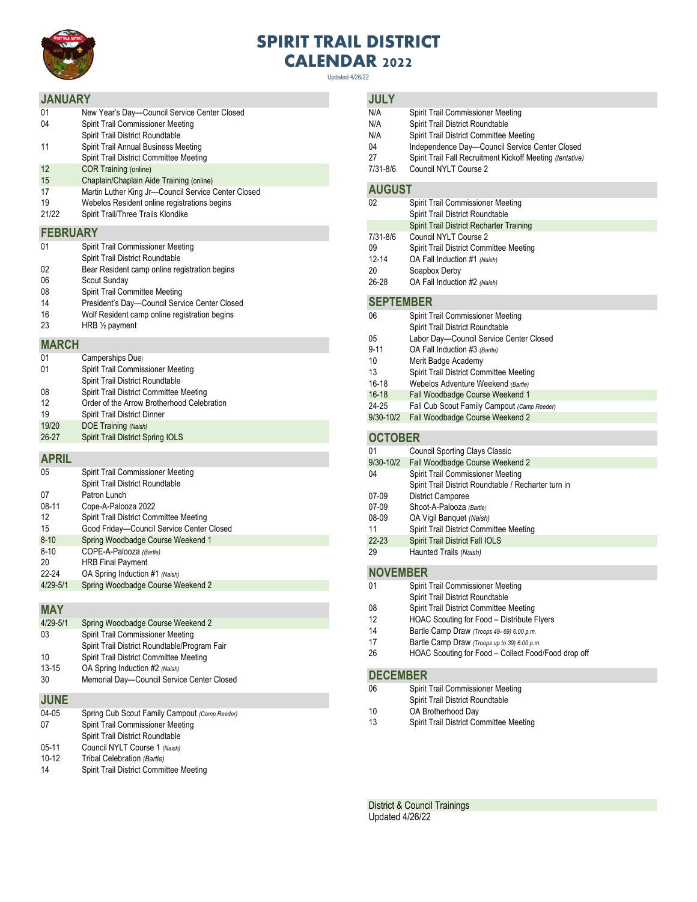# SPIRIT TRAIL DISTRICT CALENDAR 2022

Updated 4/26/22

## JANUARY

| | |
|---|---|
| 01 | New Year's Day—Council Service Center Closed |
| 04 | Spirit Trail Commissioner Meeting |
| | Spirit Trail District Roundtable |
| 11 | Spirit Trail Annual Business Meeting |
| | Spirit Trail District Committee Meeting |
| 12 | COR Training (online) |
| 15 | Chaplain/Chaplain Aide Training (online) |
| 17 | Martin Luther King Jr—Council Service Center Closed |
| 19 | Webelos Resident online registrations begins |
| 21/22 | Spirit Trail/Three Trails Klondike |

## FEBRUARY

| | |
|---|---|
| 01 | Spirit Trail Commissioner Meeting |
| | Spirit Trail District Roundtable |
| 02 | Bear Resident camp online registration begins |
| 06 | Scout Sunday |
| 08 | Spirit Trail Committee Meeting |
| 14 | President's Day—Council Service Center Closed |
| 16 | Wolf Resident camp online registration begins |
| 23 | HRB ½ payment |

## MARCH

| | |
|---|---|
| 01 | Camperships Due) |
| 01 | Spirit Trail Commissioner Meeting |
| | Spirit Trail District Roundtable |
| 08 | Spirit Trail District Committee Meeting |
| 12 | Order of the Arrow Brotherhood Celebration |
| 19 | Spirit Trail District Dinner |
| 19/20 | DOE Training *(Naish)* |
| 26-27 | Spirit Trail District Spring IOLS |

## APRIL

| | |
|---|---|
| 05 | Spirit Trail Commissioner Meeting |
| | Spirit Trail District Roundtable |
| 07 | Patron Lunch |
| 08-11 | Cope-A-Palooza 2022 |
| 12 | Spirit Trail District Committee Meeting |
| 15 | Good Friday—Council Service Center Closed |
| 8-10 | Spring Woodbadge Course Weekend 1 |
| 8-10 | COPE-A-Palooza *(Bartle)* |
| 20 | HRB Final Payment |
| 22-24 | OA Spring Induction #1 *(Naish)* |
| 4/29-5/1 | Spring Woodbadge Course Weekend 2 |

## MAY

| | |
|---|---|
| 4/29-5/1 | Spring Woodbadge Course Weekend 2 |
| 03 | Spirit Trail Commissioner Meeting |
| | Spirit Trail District Roundtable/Program Fair |
| 10 | Spirit Trail District Committee Meeting |
| 13-15 | OA Spring Induction #2 *(Naish)* |
| 30 | Memorial Day—Council Service Center Closed |

## JUNE

| | |
|---|---|
| 04-05 | Spring Cub Scout Family Campout *(Camp Reeder)* |
| 07 | Spirit Trail Commissioner Meeting |
| | Spirit Trail District Roundtable |
| 05-11 | Council NYLT Course 1 *(Naish)* |
| 10-12 | Tribal Celebration *(Bartle)* |
| 14 | Spirit Trail District Committee Meeting |

## JULY

| | |
|---|---|
| N/A | Spirit Trail Commissioner Meeting |
| N/A | Spirit Trail District Roundtable |
| N/A | Spirit Trail District Committee Meeting |
| 04 | Independence Day—Council Service Center Closed |
| 27 | Spirit Trail Fall Recruitment Kickoff Meeting *(tentative)* |
| 7/31-8/6 | Council NYLT Course 2 |

## AUGUST

| | |
|---|---|
| 02 | Spirit Trail Commissioner Meeting |
| | Spirit Trail District Roundtable |
| | Spirit Trail District Recharter Training |
| 7/31-8/6 | Council NYLT Course 2 |
| 09 | Spirit Trail District Committee Meeting |
| 12-14 | OA Fall Induction #1 *(Naish)* |
| 20 | Soapbox Derby |
| 26-28 | OA Fall Induction #2 *(Naish)* |

## SEPTEMBER

| | |
|---|---|
| 06 | Spirit Trail Commissioner Meeting |
| | Spirit Trail District Roundtable |
| 05 | Labor Day—Council Service Center Closed |
| 9-11 | OA Fall Induction #3 *(Bartle)* |
| 10 | Merit Badge Academy |
| 13 | Spirit Trail District Committee Meeting |
| 16-18 | Webelos Adventure Weekend *(Bartle)* |
| 16-18 | Fall Woodbadge Course Weekend 1 |
| 24-25 | Fall Cub Scout Family Campout *(Camp Reeder)* |
| 9/30-10/2 | Fall Woodbadge Course Weekend 2 |

## OCTOBER

| | |
|---|---|
| 01 | Council Sporting Clays Classic |
| 9/30-10/2 | Fall Woodbadge Course Weekend 2 |
| 04 | Spirit Trail Commissioner Meeting |
| | Spirit Trail District Roundtable / Recharter turn in |
| 07-09 | District Camporee |
| 07-09 | Shoot-A-Palooza *(Bartle)* |
| 08-09 | OA Vigil Banquet *(Naish)* |
| 11 | Spirit Trail District Committee Meeting |
| 22-23 | Spirit Trail District Fall IOLS |
| 29 | Haunted Trails *(Naish)* |

## NOVEMBER

| | |
|---|---|
| 01 | Spirit Trail Commissioner Meeting |
| | Spirit Trail District Roundtable |
| 08 | Spirit Trail District Committee Meeting |
| 12 | HOAC Scouting for Food – Distribute Flyers |
| 14 | Bartle Camp Draw *(Troops 49- 69) 6:00 p.m.* |
| 17 | Bartle Camp Draw *(Troops up to 39) 6:00 p.m.* |
| 26 | HOAC Scouting for Food – Collect Food/Food drop off |

## DECEMBER

| | |
|---|---|
| 06 | Spirit Trail Commissioner Meeting |
| | Spirit Trail District Roundtable |
| 10 | OA Brotherhood Day |
| 13 | Spirit Trail District Committee Meeting |

District & Council Trainings

Updated 4/26/22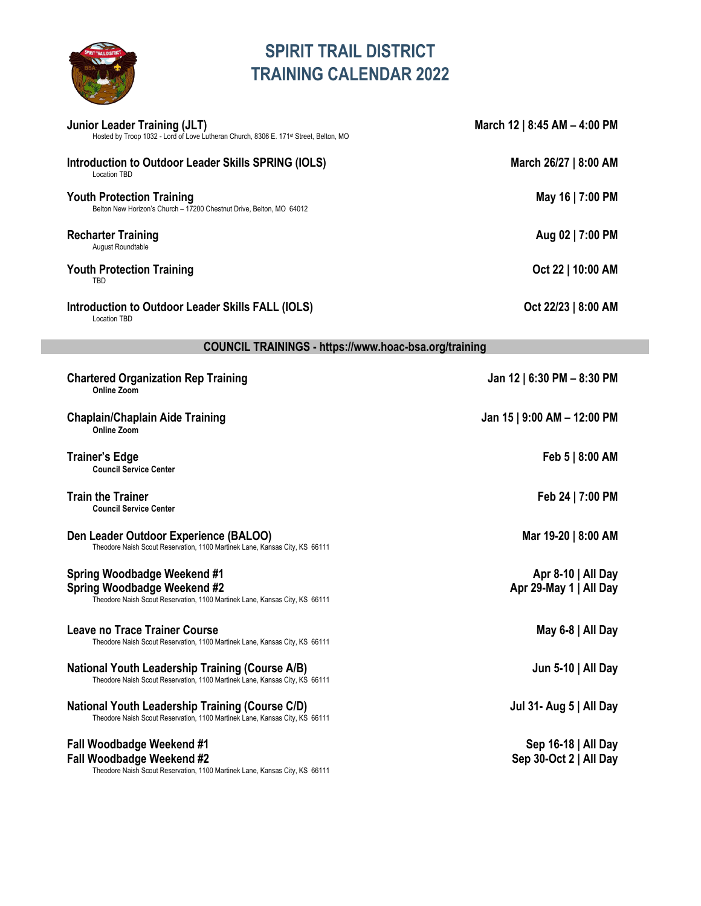# SPIRIT TRAIL DISTRICT
# TRAINING CALENDAR 2022

**Junior Leader Training (JLT)** — **March 12 | 8:45 AM – 4:00 PM**
Hosted by Troop 1032 - Lord of Love Lutheran Church, 8306 E. 171st Street, Belton, MO

**Introduction to Outdoor Leader Skills SPRING (IOLS)** — **March 26/27 | 8:00 AM**
Location TBD

**Youth Protection Training** — **May 16 | 7:00 PM**
Belton New Horizon's Church – 17200 Chestnut Drive, Belton, MO 64012

**Recharter Training** — **Aug 02 | 7:00 PM**
August Roundtable

**Youth Protection Training** — **Oct 22 | 10:00 AM**
TBD

**Introduction to Outdoor Leader Skills FALL (IOLS)** — **Oct 22/23 | 8:00 AM**
Location TBD

## COUNCIL TRAININGS - https://www.hoac-bsa.org/training

**Chartered Organization Rep Training** — **Jan 12 | 6:30 PM – 8:30 PM**
**Online Zoom**

**Chaplain/Chaplain Aide Training** — **Jan 15 | 9:00 AM – 12:00 PM**
**Online Zoom**

**Trainer's Edge** — **Feb 5 | 8:00 AM**
**Council Service Center**

**Train the Trainer** — **Feb 24 | 7:00 PM**
**Council Service Center**

**Den Leader Outdoor Experience (BALOO)** — **Mar 19-20 | 8:00 AM**
Theodore Naish Scout Reservation, 1100 Martinek Lane, Kansas City, KS 66111

**Spring Woodbadge Weekend #1** — **Apr 8-10 | All Day**
**Spring Woodbadge Weekend #2** — **Apr 29-May 1 | All Day**
Theodore Naish Scout Reservation, 1100 Martinek Lane, Kansas City, KS 66111

**Leave no Trace Trainer Course** — **May 6-8 | All Day**
Theodore Naish Scout Reservation, 1100 Martinek Lane, Kansas City, KS 66111

**National Youth Leadership Training (Course A/B)** — **Jun 5-10 | All Day**
Theodore Naish Scout Reservation, 1100 Martinek Lane, Kansas City, KS 66111

**National Youth Leadership Training (Course C/D)** — **Jul 31- Aug 5 | All Day**
Theodore Naish Scout Reservation, 1100 Martinek Lane, Kansas City, KS 66111

**Fall Woodbadge Weekend #1** — **Sep 16-18 | All Day**
**Fall Woodbadge Weekend #2** — **Sep 30-Oct 2 | All Day**
Theodore Naish Scout Reservation, 1100 Martinek Lane, Kansas City, KS 66111